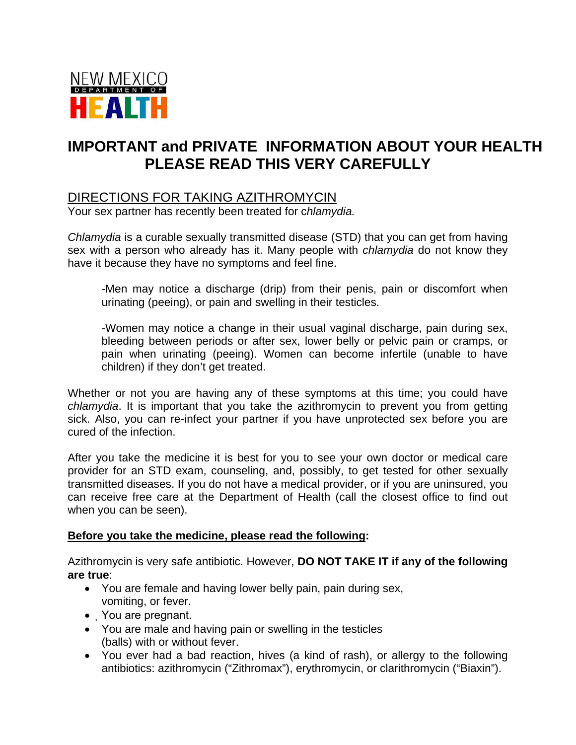NEW MEXICO
DEPARTMENT OF
HEALTH

# IMPORTANT and PRIVATE INFORMATION ABOUT YOUR HEALTH PLEASE READ THIS VERY CAREFULLY

## DIRECTIONS FOR TAKING AZITHROMYCIN

Your sex partner has recently been treated for c*hlamydia.*

*Chlamydia* is a curable sexually transmitted disease (STD) that you can get from having sex with a person who already has it. Many people with *chlamydia* do not know they have it because they have no symptoms and feel fine.

> -Men may notice a discharge (drip) from their penis, pain or discomfort when urinating (peeing), or pain and swelling in their testicles.
>
> -Women may notice a change in their usual vaginal discharge, pain during sex, bleeding between periods or after sex, lower belly or pelvic pain or cramps, or pain when urinating (peeing). Women can become infertile (unable to have children) if they don't get treated.

Whether or not you are having any of these symptoms at this time; you could have *chlamydia*. It is important that you take the azithromycin to prevent you from getting sick. Also, you can re-infect your partner if you have unprotected sex before you are cured of the infection.

After you take the medicine it is best for you to see your own doctor or medical care provider for an STD exam, counseling, and, possibly, to get tested for other sexually transmitted diseases. If you do not have a medical provider, or if you are uninsured, you can receive free care at the Department of Health (call the closest office to find out when you can be seen).

**Before you take the medicine, please read the following:**

Azithromycin is very safe antibiotic. However, **DO NOT TAKE IT if any of the following are true**:

- You are female and having lower belly pain, pain during sex, vomiting, or fever.
- You are pregnant.
- You are male and having pain or swelling in the testicles (balls) with or without fever.
- You ever had a bad reaction, hives (a kind of rash), or allergy to the following antibiotics: azithromycin ("Zithromax"), erythromycin, or clarithromycin ("Biaxin").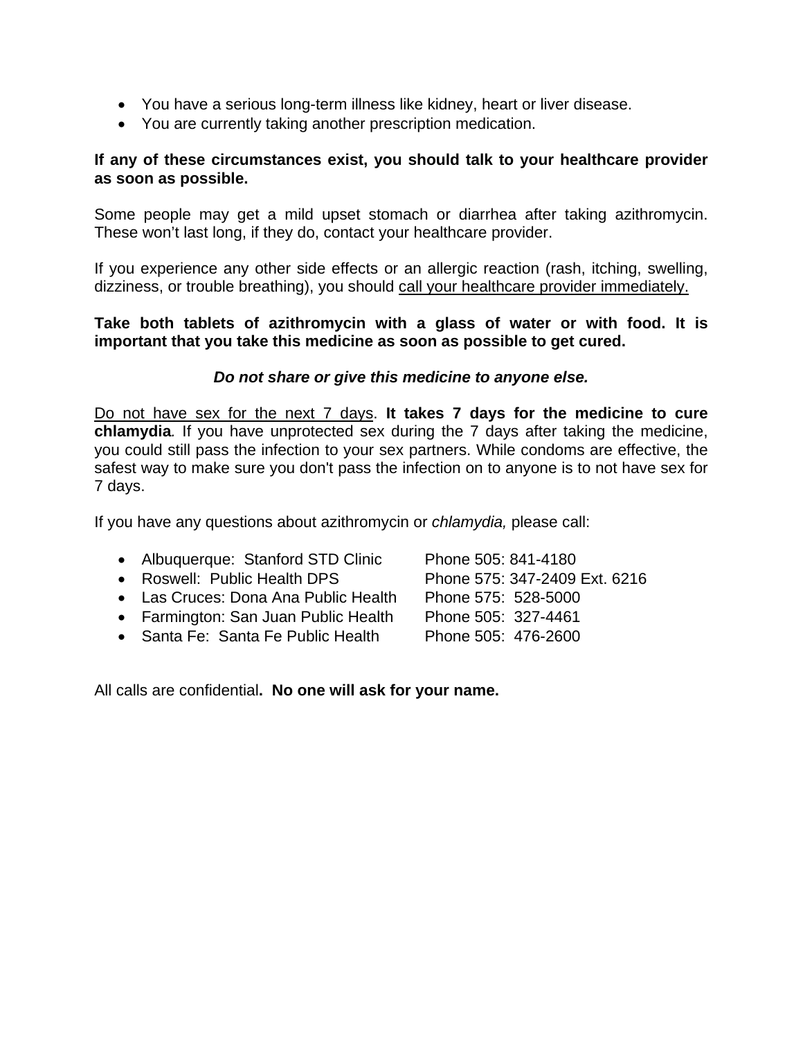- You have a serious long-term illness like kidney, heart or liver disease.
- You are currently taking another prescription medication.

**If any of these circumstances exist, you should talk to your healthcare provider as soon as possible.**

Some people may get a mild upset stomach or diarrhea after taking azithromycin. These won't last long, if they do, contact your healthcare provider.

If you experience any other side effects or an allergic reaction (rash, itching, swelling, dizziness, or trouble breathing), you should <u>call your healthcare provider immediately.</u>

**Take both tablets of azithromycin with a glass of water or with food. It is important that you take this medicine as soon as possible to get cured.**

***Do not share or give this medicine to anyone else.***

<u>Do not have sex for the next 7 days</u>. **It takes 7 days for the medicine to cure chlamydia**. If you have unprotected sex during the 7 days after taking the medicine, you could still pass the infection to your sex partners. While condoms are effective, the safest way to make sure you don't pass the infection on to anyone is to not have sex for 7 days.

If you have any questions about azithromycin or *chlamydia,* please call:

- Albuquerque: Stanford STD Clinic — Phone 505: 841-4180
- Roswell: Public Health DPS — Phone 575: 347-2409 Ext. 6216
- Las Cruces: Dona Ana Public Health — Phone 575: 528-5000
- Farmington: San Juan Public Health — Phone 505: 327-4461
- Santa Fe: Santa Fe Public Health — Phone 505: 476-2600

All calls are confidential**. No one will ask for your name.**